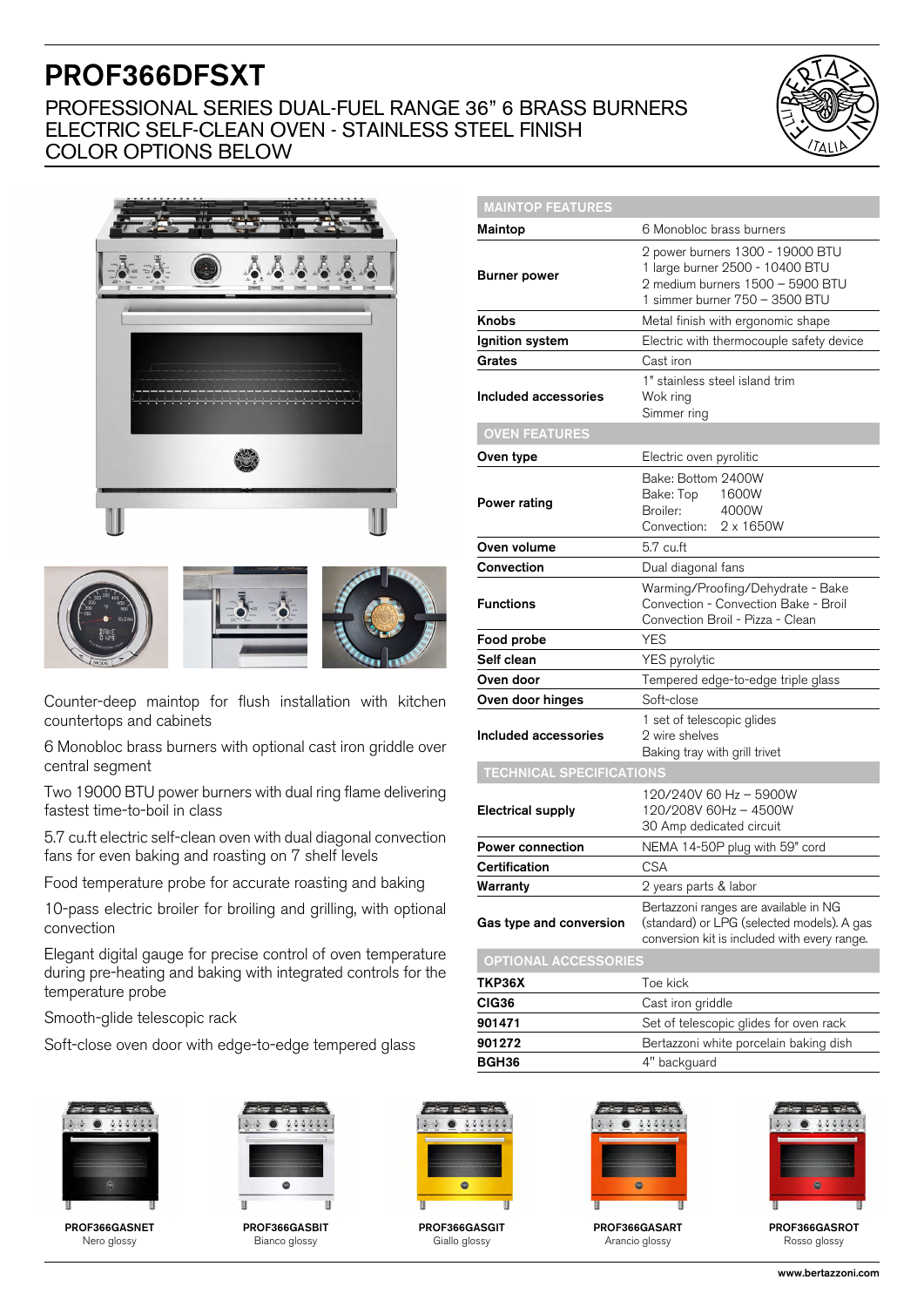# PROF366DFSXT

PROFESSIONAL SERIES DUAL-FUEL RANGE 36" 6 BRASS BURNERS
ELECTRIC SELF-CLEAN OVEN - STAINLESS STEEL FINISH
COLOR OPTIONS BELOW

Counter-deep maintop for flush installation with kitchen countertops and cabinets

6 Monobloc brass burners with optional cast iron griddle over central segment

Two 19000 BTU power burners with dual ring flame delivering fastest time-to-boil in class

5.7 cu.ft electric self-clean oven with dual diagonal convection fans for even baking and roasting on 7 shelf levels

Food temperature probe for accurate roasting and baking

10-pass electric broiler for broiling and grilling, with optional convection

Elegant digital gauge for precise control of oven temperature during pre-heating and baking with integrated controls for the temperature probe

Smooth-glide telescopic rack

Soft-close oven door with edge-to-edge tempered glass

| MAINTOP FEATURES | |
|---|---|
| **Maintop** | 6 Monobloc brass burners |
| **Burner power** | 2 power burners 1300 - 19000 BTU<br>1 large burner 2500 - 10400 BTU<br>2 medium burners 1500 – 5900 BTU<br>1 simmer burner 750 – 3500 BTU |
| **Knobs** | Metal finish with ergonomic shape |
| **Ignition system** | Electric with thermocouple safety device |
| **Grates** | Cast iron |
| **Included accessories** | 1" stainless steel island trim<br>Wok ring<br>Simmer ring |
| **OVEN FEATURES** | |
| **Oven type** | Electric oven pyrolitic |
| **Power rating** | Bake: Bottom 2400W<br>Bake: Top 1600W<br>Broiler: 4000W<br>Convection: 2 x 1650W |
| **Oven volume** | 5.7 cu.ft |
| **Convection** | Dual diagonal fans |
| **Functions** | Warming/Proofing/Dehydrate - Bake Convection - Convection Bake - Broil Convection Broil - Pizza - Clean |
| **Food probe** | YES |
| **Self clean** | YES pyrolytic |
| **Oven door** | Tempered edge-to-edge triple glass |
| **Oven door hinges** | Soft-close |
| **Included accessories** | 1 set of telescopic glides<br>2 wire shelves<br>Baking tray with grill trivet |
| **TECHNICAL SPECIFICATIONS** | |
| **Electrical supply** | 120/240V 60 Hz – 5900W<br>120/208V 60Hz – 4500W<br>30 Amp dedicated circuit |
| **Power connection** | NEMA 14-50P plug with 59" cord |
| **Certification** | CSA |
| **Warranty** | 2 years parts & labor |
| **Gas type and conversion** | Bertazzoni ranges are available in NG (standard) or LPG (selected models). A gas conversion kit is included with every range. |
| **OPTIONAL ACCESSORIES** | |
| **TKP36X** | Toe kick |
| **CIG36** | Cast iron griddle |
| **901471** | Set of telescopic glides for oven rack |
| **901272** | Bertazzoni white porcelain baking dish |
| **BGH36** | 4" backguard |

**PROF366GASNET**
Nero glossy

**PROF366GASBIT**
Bianco glossy

**PROF366GASGIT**
Giallo glossy

**PROF366GASART**
Arancio glossy

**PROF366GASROT**
Rosso glossy

www.bertazzoni.com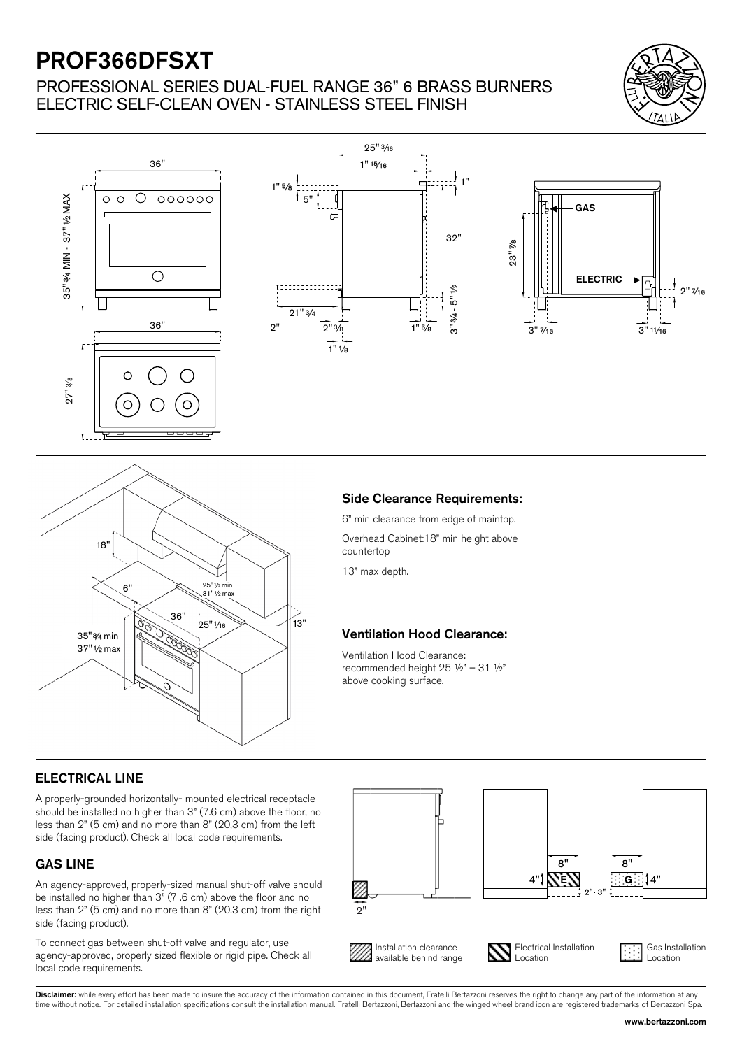# PROF366DFSXT

PROFESSIONAL SERIES DUAL-FUEL RANGE 36" 6 BRASS BURNERS
ELECTRIC SELF-CLEAN OVEN - STAINLESS STEEL FINISH

36"
35" ¾ MIN - 37" ½ MAX
36"
27" ⅜

25" 3⁄16
1" 15⁄16
1" ⅝
5"
1"
32"
21" ¾
2"
2" ⅜
1" ⅛
1" ⅝
3" ¾ - 5" ½

GAS
23" ⅞
ELECTRIC
2" 7⁄16
3" 7⁄16
3" 11⁄16

18"
6"
25" ½ min
31" ½ max
36"
25" 1⁄16
13"
35" ¾ min
37" ½ max

### Side Clearance Requirements:

6" min clearance from edge of maintop.

Overhead Cabinet:18" min height above countertop

13" max depth.

### Ventilation Hood Clearance:

Ventilation Hood Clearance: recommended height 25 ½" – 31 ½" above cooking surface.

## ELECTRICAL LINE

A properly-grounded horizontally- mounted electrical receptacle should be installed no higher than 3" (7.6 cm) above the floor, no less than 2" (5 cm) and no more than 8" (20,3 cm) from the left side (facing product). Check all local code requirements.

## GAS LINE

An agency-approved, properly-sized manual shut-off valve should be installed no higher than 3" (7 .6 cm) above the floor and no less than 2" (5 cm) and no more than 8" (20.3 cm) from the right side (facing product).

To connect gas between shut-off valve and regulator, use agency-approved, properly sized flexible or rigid pipe. Check all local code requirements.

2"
8"
4"
E
2"- 3"
8"
G
4"

Installation clearance available behind range

Electrical Installation Location

Gas Installation Location

**Disclaimer:** while every effort has been made to insure the accuracy of the information contained in this document, Fratelli Bertazzoni reserves the right to change any part of the information at any time without notice. For detailed installation specifications consult the installation manual. Fratelli Bertazzoni, Bertazzoni and the winged wheel brand icon are registered trademarks of Bertazzoni Spa.

**www.bertazzoni.com**